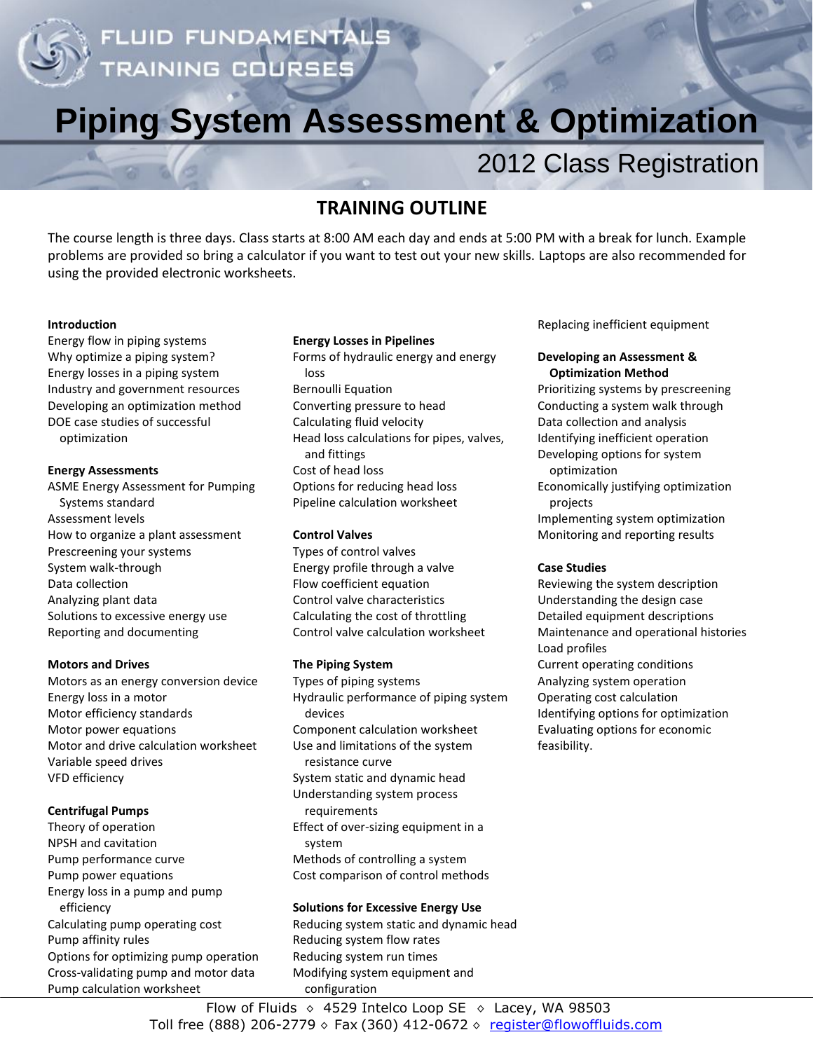FLUID FUNDAMENTALS TRAINING COURSES

# Piping System Assessment & Optimization

## 2012 Class Registration

## TRAINING OUTLINE

The course length is three days. Class starts at 8:00 AM each day and ends at 5:00 PM with a break for lunch. Example problems are provided so bring a calculator if you want to test out your new skills. Laptops are also recommended for using the provided electronic worksheets.

**Introduction**
- Energy flow in piping systems
- Why optimize a piping system?
- Energy losses in a piping system
- Industry and government resources
- Developing an optimization method
- DOE case studies of successful optimization

**Energy Assessments**
- ASME Energy Assessment for Pumping Systems standard
- Assessment levels
- How to organize a plant assessment
- Prescreening your systems
- System walk-through
- Data collection
- Analyzing plant data
- Solutions to excessive energy use
- Reporting and documenting

**Motors and Drives**
- Motors as an energy conversion device
- Energy loss in a motor
- Motor efficiency standards
- Motor power equations
- Motor and drive calculation worksheet
- Variable speed drives
- VFD efficiency

**Centrifugal Pumps**
- Theory of operation
- NPSH and cavitation
- Pump performance curve
- Pump power equations
- Energy loss in a pump and pump efficiency
- Calculating pump operating cost
- Pump affinity rules
- Options for optimizing pump operation
- Cross-validating pump and motor data
- Pump calculation worksheet

**Energy Losses in Pipelines**
- Forms of hydraulic energy and energy loss
- Bernoulli Equation
- Converting pressure to head
- Calculating fluid velocity
- Head loss calculations for pipes, valves, and fittings
- Cost of head loss
- Options for reducing head loss
- Pipeline calculation worksheet

**Control Valves**
- Types of control valves
- Energy profile through a valve
- Flow coefficient equation
- Control valve characteristics
- Calculating the cost of throttling
- Control valve calculation worksheet

**The Piping System**
- Types of piping systems
- Hydraulic performance of piping system devices
- Component calculation worksheet
- Use and limitations of the system resistance curve
- System static and dynamic head
- Understanding system process requirements
- Effect of over-sizing equipment in a system
- Methods of controlling a system
- Cost comparison of control methods

**Solutions for Excessive Energy Use**
- Reducing system static and dynamic head
- Reducing system flow rates
- Reducing system run times
- Modifying system equipment and configuration
- Replacing inefficient equipment

**Developing an Assessment & Optimization Method**
- Prioritizing systems by prescreening
- Conducting a system walk through
- Data collection and analysis
- Identifying inefficient operation
- Developing options for system optimization
- Economically justifying optimization projects
- Implementing system optimization
- Monitoring and reporting results

**Case Studies**
- Reviewing the system description
- Understanding the design case
- Detailed equipment descriptions
- Maintenance and operational histories
- Load profiles
- Current operating conditions
- Analyzing system operation
- Operating cost calculation
- Identifying options for optimization
- Evaluating options for economic feasibility.

Flow of Fluids ◇ 4529 Intelco Loop SE ◇ Lacey, WA 98503
Toll free (888) 206-2779 ◇ Fax (360) 412-0672 ◇ register@flowoffluids.com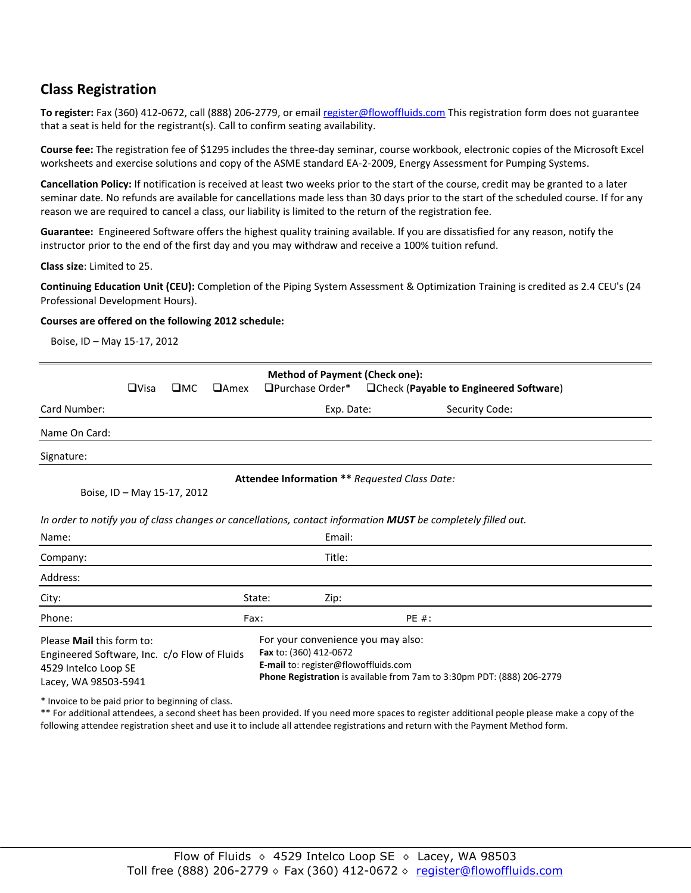## Class Registration

**To register:** Fax (360) 412-0672, call (888) 206-2779, or email register@flowoffluids.com This registration form does not guarantee that a seat is held for the registrant(s). Call to confirm seating availability.

**Course fee:** The registration fee of $1295 includes the three-day seminar, course workbook, electronic copies of the Microsoft Excel worksheets and exercise solutions and copy of the ASME standard EA-2-2009, Energy Assessment for Pumping Systems.

**Cancellation Policy:** If notification is received at least two weeks prior to the start of the course, credit may be granted to a later seminar date. No refunds are available for cancellations made less than 30 days prior to the start of the scheduled course. If for any reason we are required to cancel a class, our liability is limited to the return of the registration fee.

**Guarantee:** Engineered Software offers the highest quality training available. If you are dissatisfied for any reason, notify the instructor prior to the end of the first day and you may withdraw and receive a 100% tuition refund.

**Class size**: Limited to 25.

**Continuing Education Unit (CEU):** Completion of the Piping System Assessment & Optimization Training is credited as 2.4 CEU's (24 Professional Development Hours).

**Courses are offered on the following 2012 schedule:**

Boise, ID – May 15-17, 2012

---

**Method of Payment (Check one):**

❑Visa ❑MC ❑Amex ❑Purchase Order* ❑Check (**Payable to Engineered Software**)

Card Number: Exp. Date: Security Code:

Name On Card:

Signature:

**Attendee Information \*\*** *Requested Class Date:*

Boise, ID – May 15-17, 2012

*In order to notify you of class changes or cancellations, contact information* ***MUST*** *be completely filled out.*

Name: Email:

Company: Title:

Address:

City: State: Zip:

Phone: Fax: PE #:

Please **Mail** this form to:
Engineered Software, Inc. c/o Flow of Fluids
4529 Intelco Loop SE
Lacey, WA 98503-5941

For your convenience you may also:
**Fax** to: (360) 412-0672
**E-mail** to: register@flowoffluids.com
**Phone Registration** is available from 7am to 3:30pm PDT: (888) 206-2779

\* Invoice to be paid prior to beginning of class.
\*\* For additional attendees, a second sheet has been provided. If you need more spaces to register additional people please make a copy of the following attendee registration sheet and use it to include all attendee registrations and return with the Payment Method form.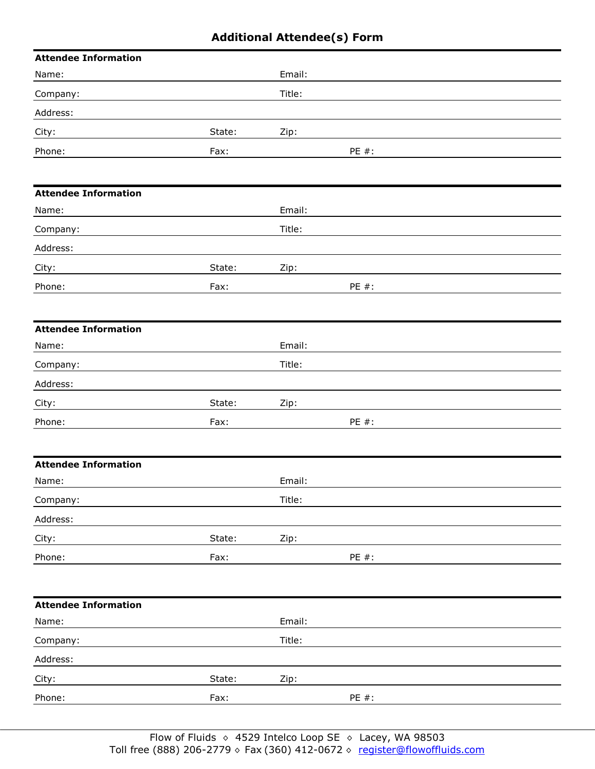# Additional Attendee(s) Form

**Attendee Information**

Name: Email:

Company: Title:

Address:

City: State: Zip:

Phone: Fax: PE #:

**Attendee Information**

Name: Email:

Company: Title:

Address:

City: State: Zip:

Phone: Fax: PE #:

**Attendee Information**

Name: Email:

Company: Title:

Address:

City: State: Zip:

Phone: Fax: PE #:

**Attendee Information**

Name: Email:

Company: Title:

Address:

City: State: Zip:

Phone: Fax: PE #:

**Attendee Information**

Name: Email:

Company: Title:

Address:

City: State: Zip:

Phone: Fax: PE #:

Flow of Fluids ◊ 4529 Intelco Loop SE ◊ Lacey, WA 98503
Toll free (888) 206-2779 ◊ Fax (360) 412-0672 ◊ register@flowoffluids.com